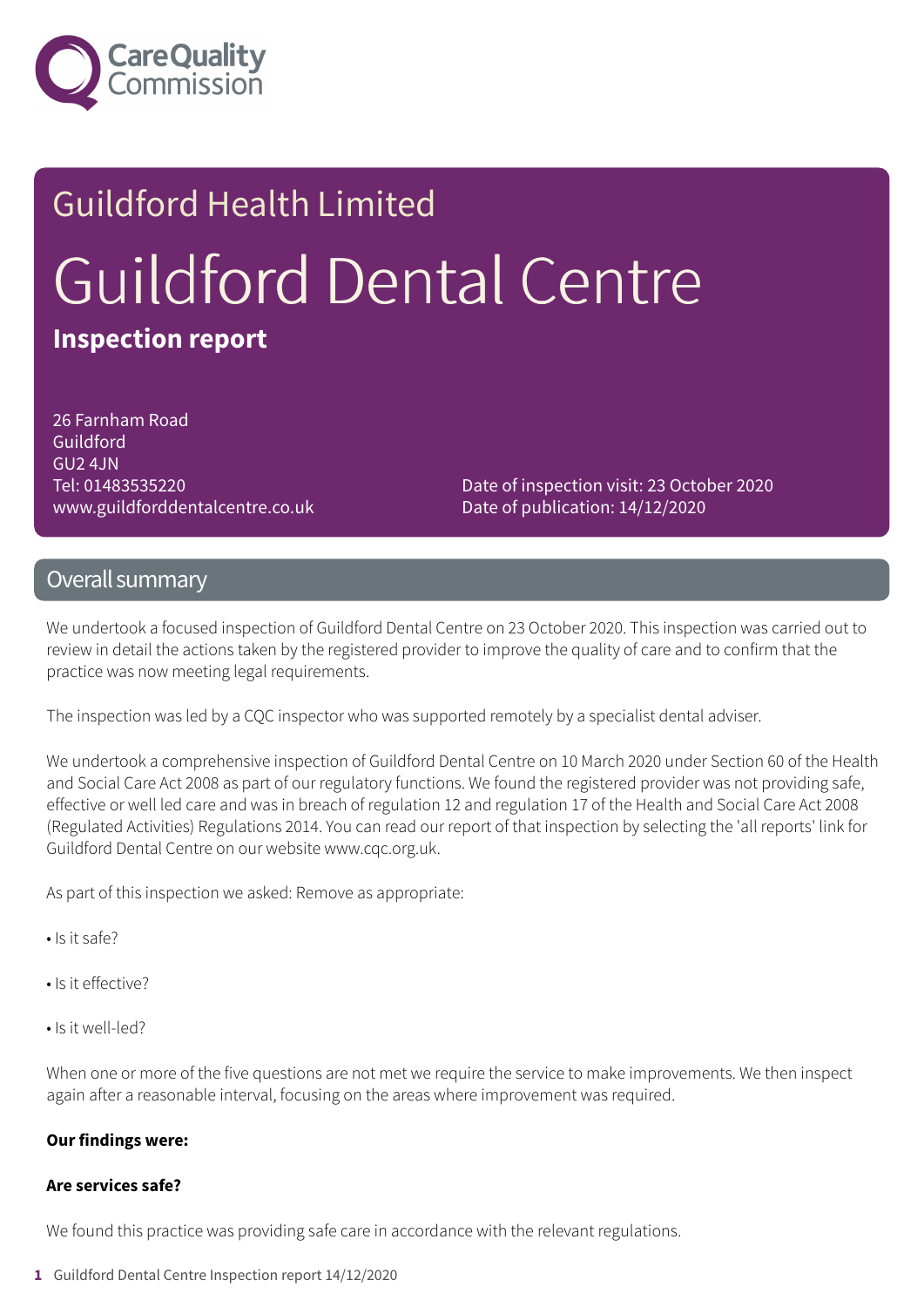Care Quality Commission

Guildford Health Limited

# Guildford Dental Centre

**Inspection report**

26 Farnham Road
Guildford
GU2 4JN
Tel: 01483535220
www.guildforddentalcentre.co.uk

Date of inspection visit: 23 October 2020
Date of publication: 14/12/2020

## Overall summary

We undertook a focused inspection of Guildford Dental Centre on 23 October 2020. This inspection was carried out to review in detail the actions taken by the registered provider to improve the quality of care and to confirm that the practice was now meeting legal requirements.

The inspection was led by a CQC inspector who was supported remotely by a specialist dental adviser.

We undertook a comprehensive inspection of Guildford Dental Centre on 10 March 2020 under Section 60 of the Health and Social Care Act 2008 as part of our regulatory functions. We found the registered provider was not providing safe, effective or well led care and was in breach of regulation 12 and regulation 17 of the Health and Social Care Act 2008 (Regulated Activities) Regulations 2014. You can read our report of that inspection by selecting the 'all reports' link for Guildford Dental Centre on our website www.cqc.org.uk.

As part of this inspection we asked: Remove as appropriate:

- Is it safe?
- Is it effective?
- Is it well-led?

When one or more of the five questions are not met we require the service to make improvements. We then inspect again after a reasonable interval, focusing on the areas where improvement was required.

**Our findings were:**

**Are services safe?**

We found this practice was providing safe care in accordance with the relevant regulations.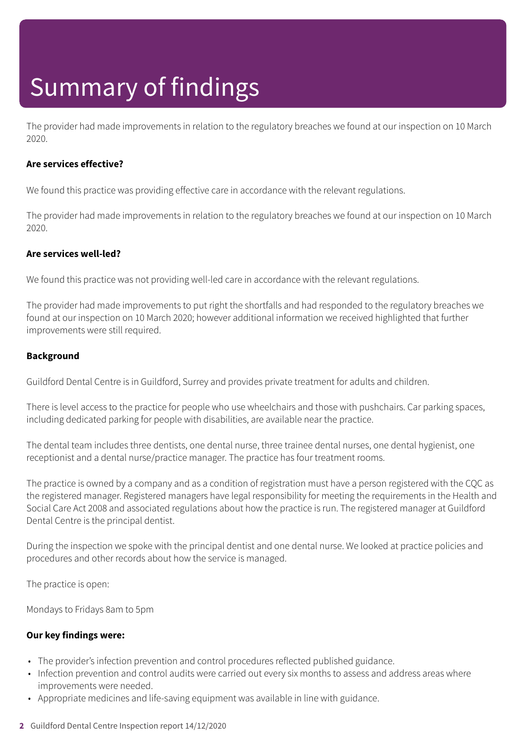# Summary of findings

The provider had made improvements in relation to the regulatory breaches we found at our inspection on 10 March 2020.

**Are services effective?**

We found this practice was providing effective care in accordance with the relevant regulations.

The provider had made improvements in relation to the regulatory breaches we found at our inspection on 10 March 2020.

**Are services well-led?**

We found this practice was not providing well-led care in accordance with the relevant regulations.

The provider had made improvements to put right the shortfalls and had responded to the regulatory breaches we found at our inspection on 10 March 2020; however additional information we received highlighted that further improvements were still required.

**Background**

Guildford Dental Centre is in Guildford, Surrey and provides private treatment for adults and children.

There is level access to the practice for people who use wheelchairs and those with pushchairs. Car parking spaces, including dedicated parking for people with disabilities, are available near the practice.

The dental team includes three dentists, one dental nurse, three trainee dental nurses, one dental hygienist, one receptionist and a dental nurse/practice manager. The practice has four treatment rooms.

The practice is owned by a company and as a condition of registration must have a person registered with the CQC as the registered manager. Registered managers have legal responsibility for meeting the requirements in the Health and Social Care Act 2008 and associated regulations about how the practice is run. The registered manager at Guildford Dental Centre is the principal dentist.

During the inspection we spoke with the principal dentist and one dental nurse. We looked at practice policies and procedures and other records about how the service is managed.

The practice is open:

Mondays to Fridays 8am to 5pm

**Our key findings were:**

- The provider's infection prevention and control procedures reflected published guidance.
- Infection prevention and control audits were carried out every six months to assess and address areas where improvements were needed.
- Appropriate medicines and life-saving equipment was available in line with guidance.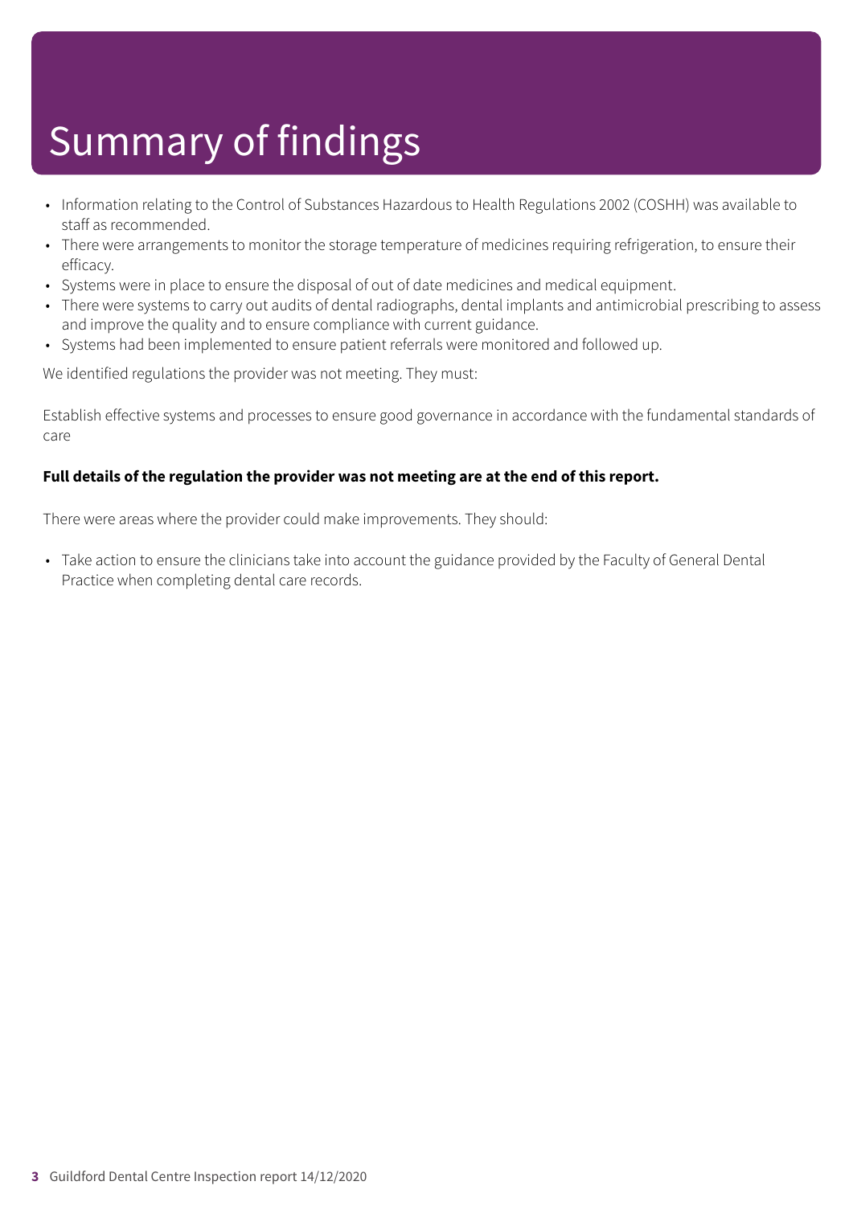# Summary of findings

- Information relating to the Control of Substances Hazardous to Health Regulations 2002 (COSHH) was available to staff as recommended.
- There were arrangements to monitor the storage temperature of medicines requiring refrigeration, to ensure their efficacy.
- Systems were in place to ensure the disposal of out of date medicines and medical equipment.
- There were systems to carry out audits of dental radiographs, dental implants and antimicrobial prescribing to assess and improve the quality and to ensure compliance with current guidance.
- Systems had been implemented to ensure patient referrals were monitored and followed up.

We identified regulations the provider was not meeting. They must:

Establish effective systems and processes to ensure good governance in accordance with the fundamental standards of care

**Full details of the regulation the provider was not meeting are at the end of this report.**

There were areas where the provider could make improvements. They should:

- Take action to ensure the clinicians take into account the guidance provided by the Faculty of General Dental Practice when completing dental care records.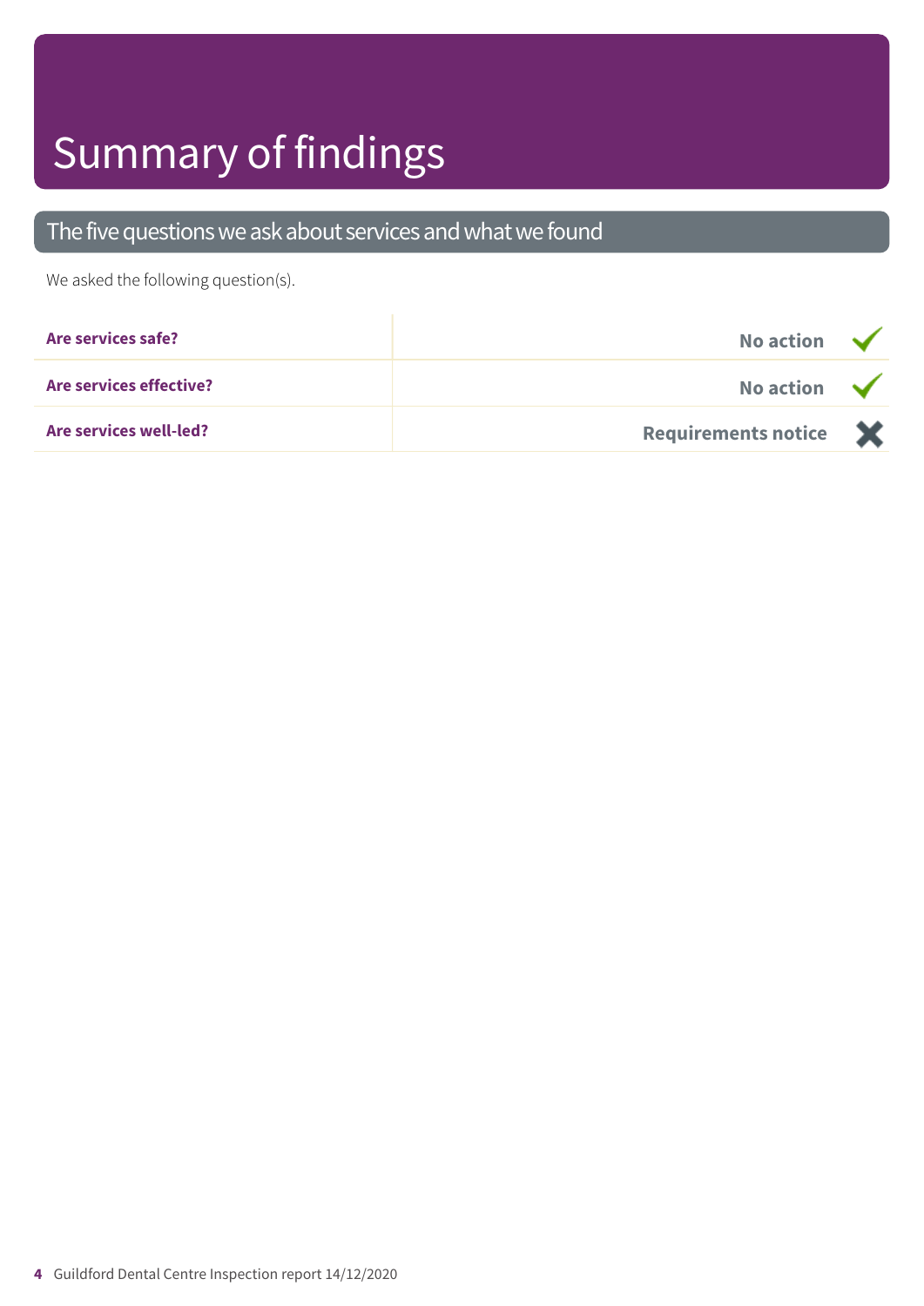# Summary of findings

## The five questions we ask about services and what we found

We asked the following question(s).

| | |
|---|---|
| **Are services safe?** | **No action** ✓ |
| **Are services effective?** | **No action** ✓ |
| **Are services well-led?** | **Requirements notice** ✗ |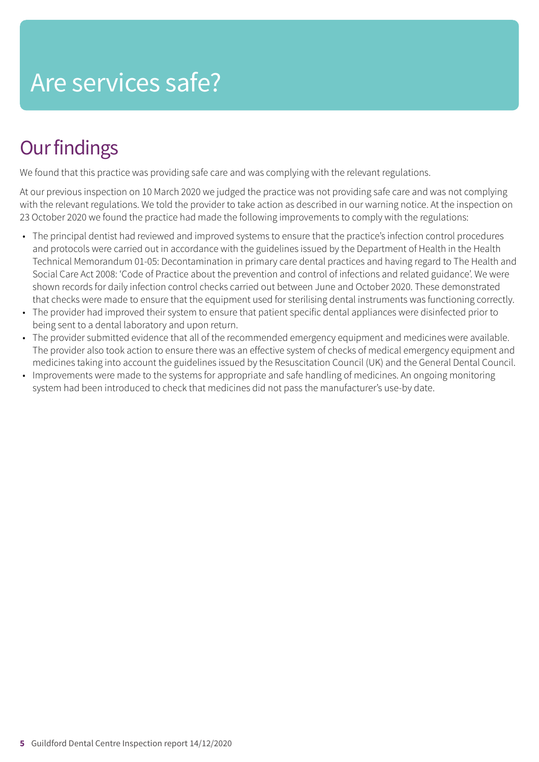# Are services safe?

## Our findings

We found that this practice was providing safe care and was complying with the relevant regulations.

At our previous inspection on 10 March 2020 we judged the practice was not providing safe care and was not complying with the relevant regulations. We told the provider to take action as described in our warning notice. At the inspection on 23 October 2020 we found the practice had made the following improvements to comply with the regulations:

- The principal dentist had reviewed and improved systems to ensure that the practice's infection control procedures and protocols were carried out in accordance with the guidelines issued by the Department of Health in the Health Technical Memorandum 01-05: Decontamination in primary care dental practices and having regard to The Health and Social Care Act 2008: 'Code of Practice about the prevention and control of infections and related guidance'. We were shown records for daily infection control checks carried out between June and October 2020. These demonstrated that checks were made to ensure that the equipment used for sterilising dental instruments was functioning correctly.
- The provider had improved their system to ensure that patient specific dental appliances were disinfected prior to being sent to a dental laboratory and upon return.
- The provider submitted evidence that all of the recommended emergency equipment and medicines were available. The provider also took action to ensure there was an effective system of checks of medical emergency equipment and medicines taking into account the guidelines issued by the Resuscitation Council (UK) and the General Dental Council.
- Improvements were made to the systems for appropriate and safe handling of medicines. An ongoing monitoring system had been introduced to check that medicines did not pass the manufacturer's use-by date.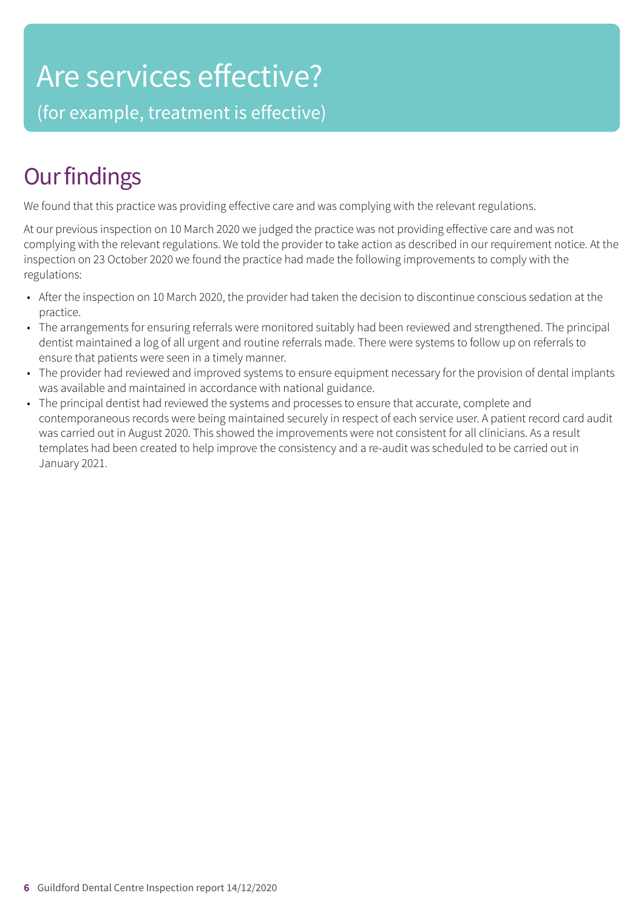# Are services effective?

(for example, treatment is effective)

## Our findings

We found that this practice was providing effective care and was complying with the relevant regulations.

At our previous inspection on 10 March 2020 we judged the practice was not providing effective care and was not complying with the relevant regulations. We told the provider to take action as described in our requirement notice. At the inspection on 23 October 2020 we found the practice had made the following improvements to comply with the regulations:

- After the inspection on 10 March 2020, the provider had taken the decision to discontinue conscious sedation at the practice.
- The arrangements for ensuring referrals were monitored suitably had been reviewed and strengthened. The principal dentist maintained a log of all urgent and routine referrals made. There were systems to follow up on referrals to ensure that patients were seen in a timely manner.
- The provider had reviewed and improved systems to ensure equipment necessary for the provision of dental implants was available and maintained in accordance with national guidance.
- The principal dentist had reviewed the systems and processes to ensure that accurate, complete and contemporaneous records were being maintained securely in respect of each service user. A patient record card audit was carried out in August 2020. This showed the improvements were not consistent for all clinicians. As a result templates had been created to help improve the consistency and a re-audit was scheduled to be carried out in January 2021.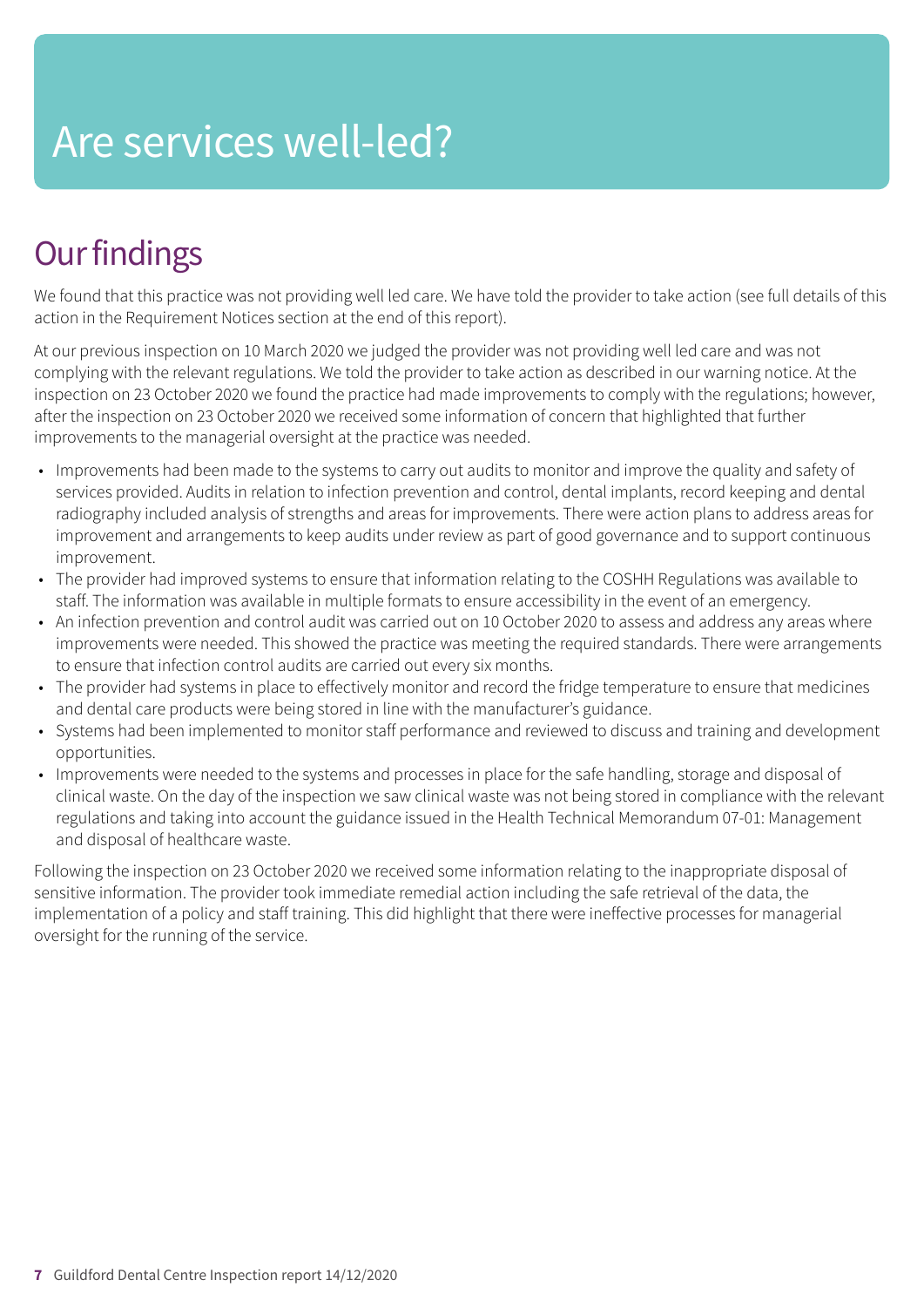# Are services well-led?

## Our findings

We found that this practice was not providing well led care. We have told the provider to take action (see full details of this action in the Requirement Notices section at the end of this report).

At our previous inspection on 10 March 2020 we judged the provider was not providing well led care and was not complying with the relevant regulations. We told the provider to take action as described in our warning notice. At the inspection on 23 October 2020 we found the practice had made improvements to comply with the regulations; however, after the inspection on 23 October 2020 we received some information of concern that highlighted that further improvements to the managerial oversight at the practice was needed.

- Improvements had been made to the systems to carry out audits to monitor and improve the quality and safety of services provided. Audits in relation to infection prevention and control, dental implants, record keeping and dental radiography included analysis of strengths and areas for improvements. There were action plans to address areas for improvement and arrangements to keep audits under review as part of good governance and to support continuous improvement.
- The provider had improved systems to ensure that information relating to the COSHH Regulations was available to staff. The information was available in multiple formats to ensure accessibility in the event of an emergency.
- An infection prevention and control audit was carried out on 10 October 2020 to assess and address any areas where improvements were needed. This showed the practice was meeting the required standards. There were arrangements to ensure that infection control audits are carried out every six months.
- The provider had systems in place to effectively monitor and record the fridge temperature to ensure that medicines and dental care products were being stored in line with the manufacturer's guidance.
- Systems had been implemented to monitor staff performance and reviewed to discuss and training and development opportunities.
- Improvements were needed to the systems and processes in place for the safe handling, storage and disposal of clinical waste. On the day of the inspection we saw clinical waste was not being stored in compliance with the relevant regulations and taking into account the guidance issued in the Health Technical Memorandum 07-01: Management and disposal of healthcare waste.

Following the inspection on 23 October 2020 we received some information relating to the inappropriate disposal of sensitive information. The provider took immediate remedial action including the safe retrieval of the data, the implementation of a policy and staff training. This did highlight that there were ineffective processes for managerial oversight for the running of the service.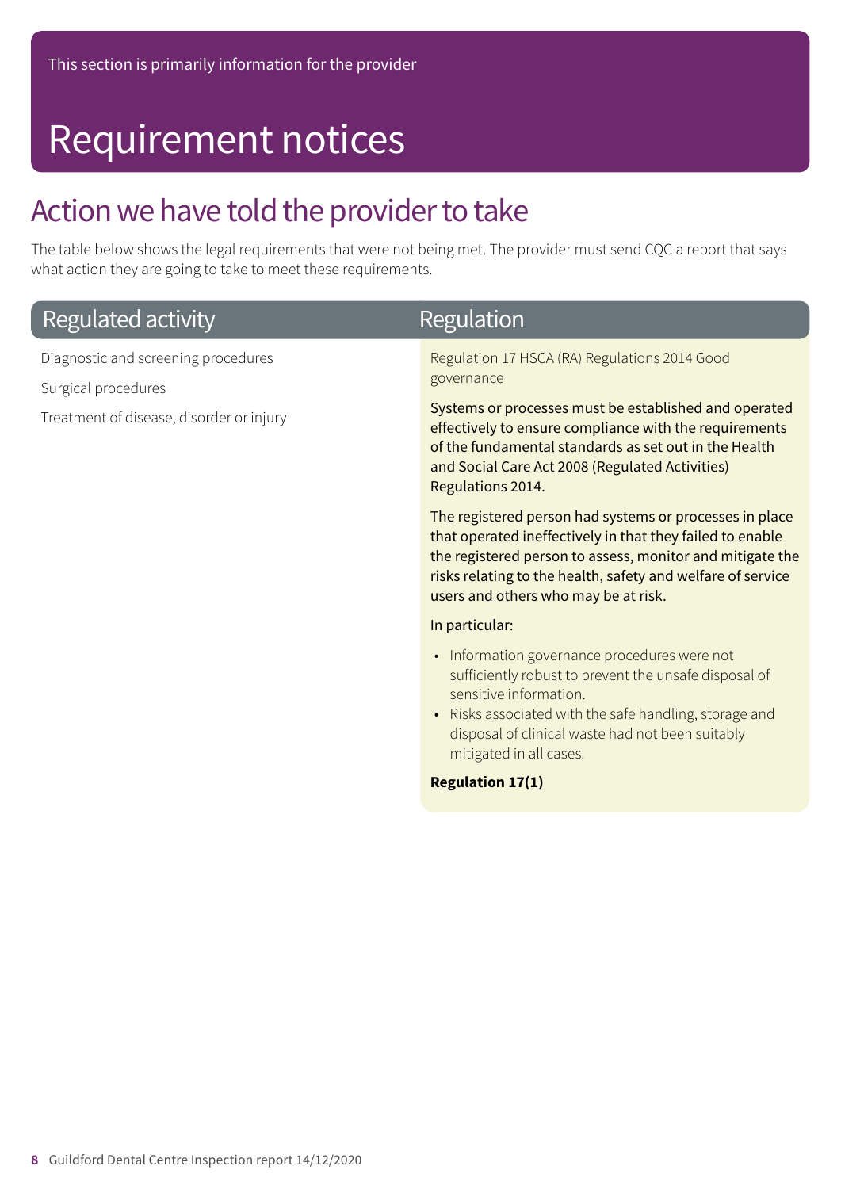This section is primarily information for the provider

# Requirement notices

## Action we have told the provider to take

The table below shows the legal requirements that were not being met. The provider must send CQC a report that says what action they are going to take to meet these requirements.

| Regulated activity | Regulation |
| --- | --- |
| Diagnostic and screening procedures<br><br>Surgical procedures<br><br>Treatment of disease, disorder or injury | Regulation 17 HSCA (RA) Regulations 2014 Good governance<br><br>Systems or processes must be established and operated effectively to ensure compliance with the requirements of the fundamental standards as set out in the Health and Social Care Act 2008 (Regulated Activities) Regulations 2014.<br><br>The registered person had systems or processes in place that operated ineffectively in that they failed to enable the registered person to assess, monitor and mitigate the risks relating to the health, safety and welfare of service users and others who may be at risk.<br><br>In particular:<br><br>• Information governance procedures were not sufficiently robust to prevent the unsafe disposal of sensitive information.<br>• Risks associated with the safe handling, storage and disposal of clinical waste had not been suitably mitigated in all cases.<br><br>**Regulation 17(1)** |